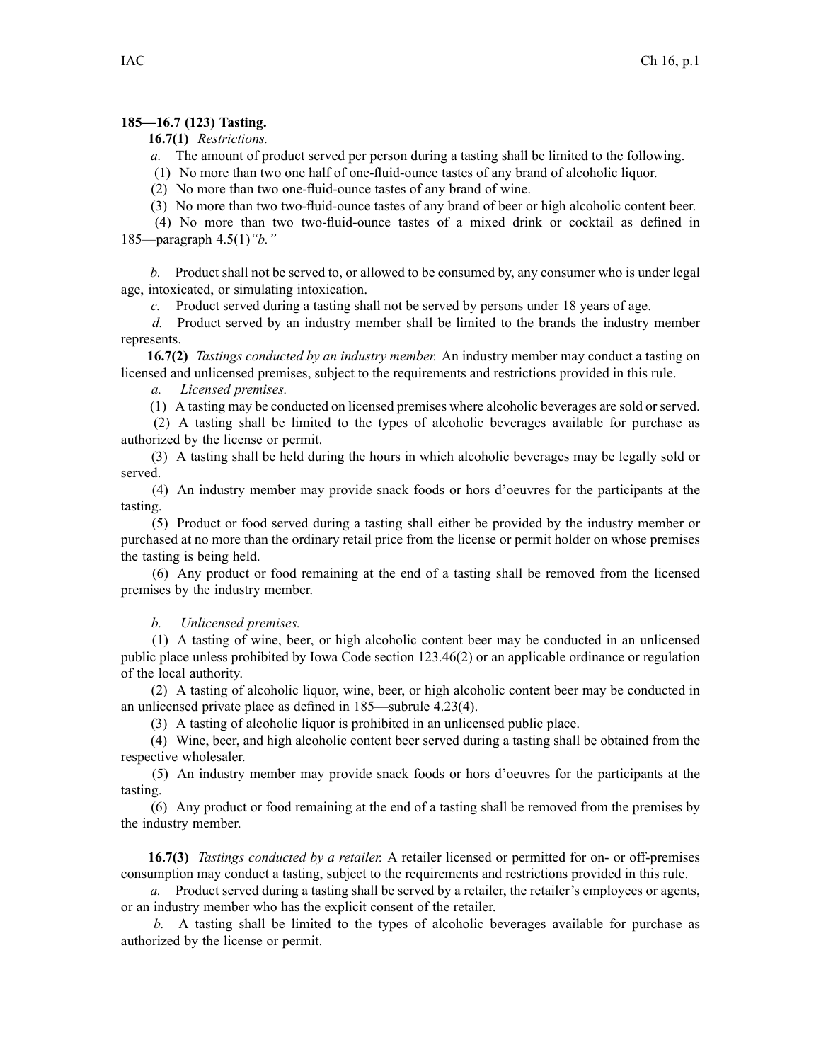**185—16.7 (123) Tasting.**

**16.7(1)** *Restrictions.*

*a.* The amount of product served per person during a tasting shall be limited to the following.

(1) No more than two one half of one-fluid-ounce tastes of any brand of alcoholic liquor.

(2) No more than two one-fluid-ounce tastes of any brand of wine.

(3) No more than two two-fluid-ounce tastes of any brand of beer or high alcoholic content beer.

(4) No more than two two-fluid-ounce tastes of a mixed drink or cocktail as defined in 185—paragraph 4.5(1)*"b."*

*b.* Product shall not be served to, or allowed to be consumed by, any consumer who is under legal age, intoxicated, or simulating intoxication.

*c.* Product served during a tasting shall not be served by persons under 18 years of age.

*d.* Product served by an industry member shall be limited to the brands the industry member represents.

**16.7(2)** *Tastings conducted by an industry member.* An industry member may conduct a tasting on licensed and unlicensed premises, subject to the requirements and restrictions provided in this rule.

*a. Licensed premises.*

(1) A tasting may be conducted on licensed premises where alcoholic beverages are sold or served.

(2) A tasting shall be limited to the types of alcoholic beverages available for purchase as authorized by the license or permit.

(3) A tasting shall be held during the hours in which alcoholic beverages may be legally sold or served.

(4) An industry member may provide snack foods or hors d'oeuvres for the participants at the tasting.

(5) Product or food served during a tasting shall either be provided by the industry member or purchased at no more than the ordinary retail price from the license or permit holder on whose premises the tasting is being held.

(6) Any product or food remaining at the end of a tasting shall be removed from the licensed premises by the industry member.

*b. Unlicensed premises.*

(1) A tasting of wine, beer, or high alcoholic content beer may be conducted in an unlicensed public place unless prohibited by Iowa Code section 123.46(2) or an applicable ordinance or regulation of the local authority.

(2) A tasting of alcoholic liquor, wine, beer, or high alcoholic content beer may be conducted in an unlicensed private place as defined in 185—subrule 4.23(4).

(3) A tasting of alcoholic liquor is prohibited in an unlicensed public place.

(4) Wine, beer, and high alcoholic content beer served during a tasting shall be obtained from the respective wholesaler.

(5) An industry member may provide snack foods or hors d'oeuvres for the participants at the tasting.

(6) Any product or food remaining at the end of a tasting shall be removed from the premises by the industry member.

**16.7(3)** *Tastings conducted by a retailer.* A retailer licensed or permitted for on- or off-premises consumption may conduct a tasting, subject to the requirements and restrictions provided in this rule.

*a.* Product served during a tasting shall be served by a retailer, the retailer's employees or agents, or an industry member who has the explicit consent of the retailer.

*b.* A tasting shall be limited to the types of alcoholic beverages available for purchase as authorized by the license or permit.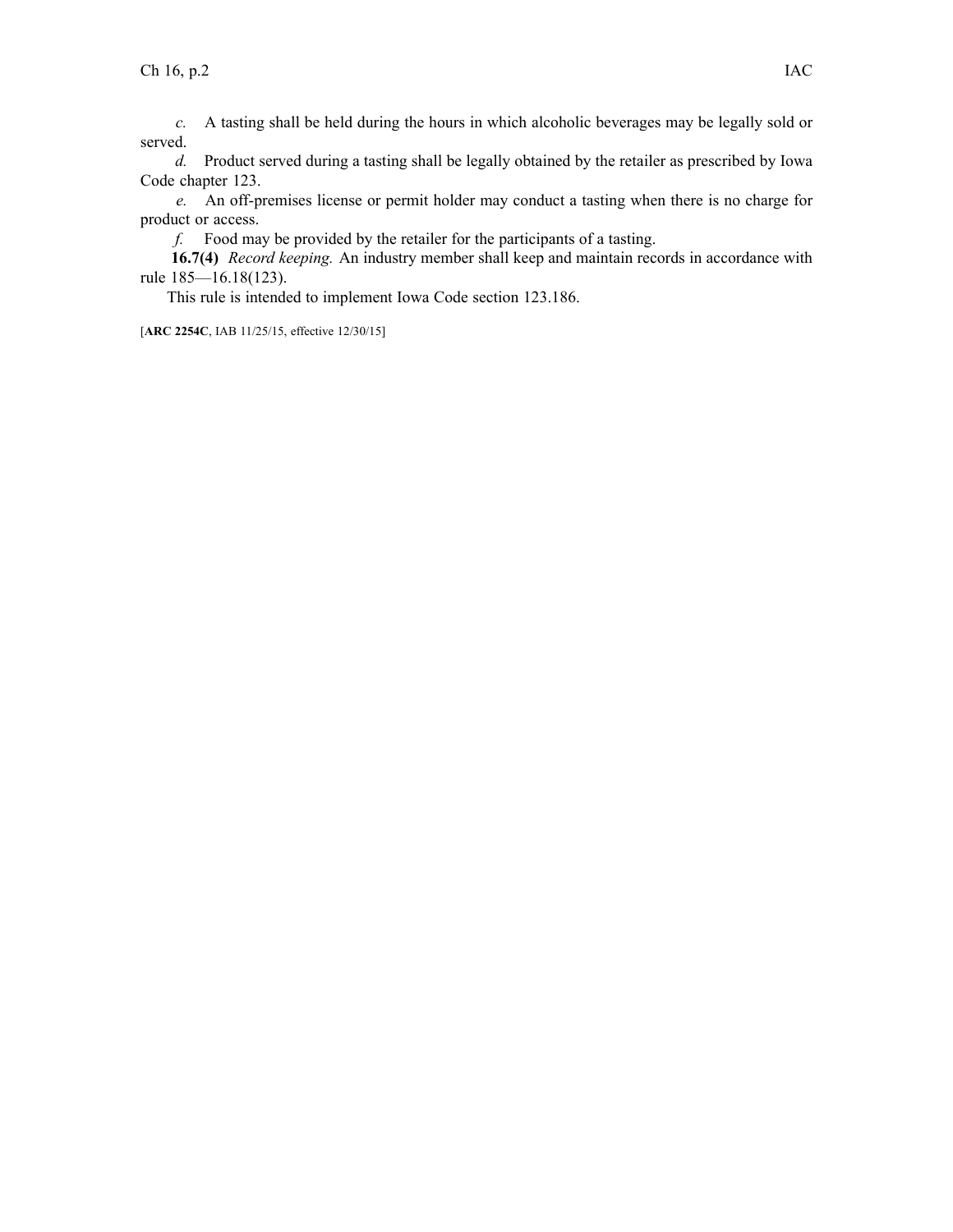*c.* A tasting shall be held during the hours in which alcoholic beverages may be legally sold or served.

*d.* Product served during a tasting shall be legally obtained by the retailer as prescribed by Iowa Code chapter 123.

*e.* An off-premises license or permit holder may conduct a tasting when there is no charge for product or access.

*f.* Food may be provided by the retailer for the participants of a tasting.

**16.7(4)** *Record keeping.* An industry member shall keep and maintain records in accordance with rule 185—16.18(123).

This rule is intended to implement Iowa Code section 123.186.

[**ARC 2254C**, IAB 11/25/15, effective 12/30/15]